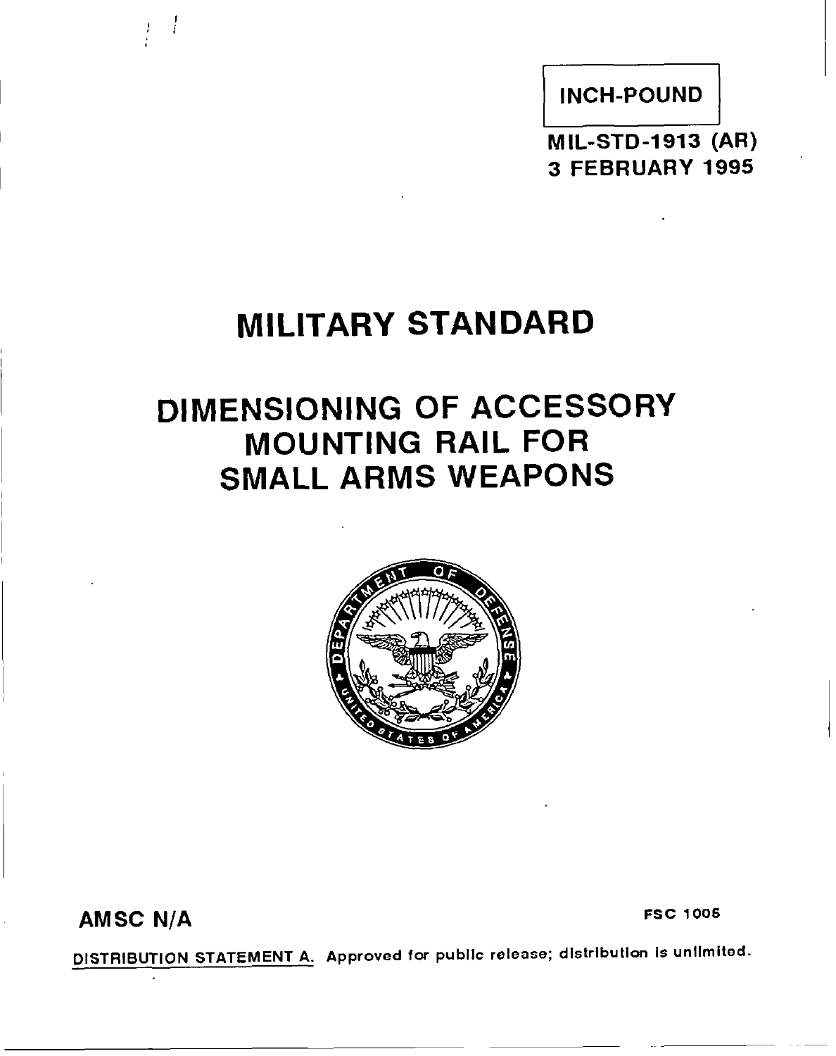INCH-POUND

MIL-STD-1913 (AR)
3 FEBRUARY 1995

# MILITARY STANDARD

# DIMENSIONING OF ACCESSORY MOUNTING RAIL FOR SMALL ARMS WEAPONS

AMSC N/A

FSC 1005

DISTRIBUTION STATEMENT A. Approved for public release; distribution is unlimited.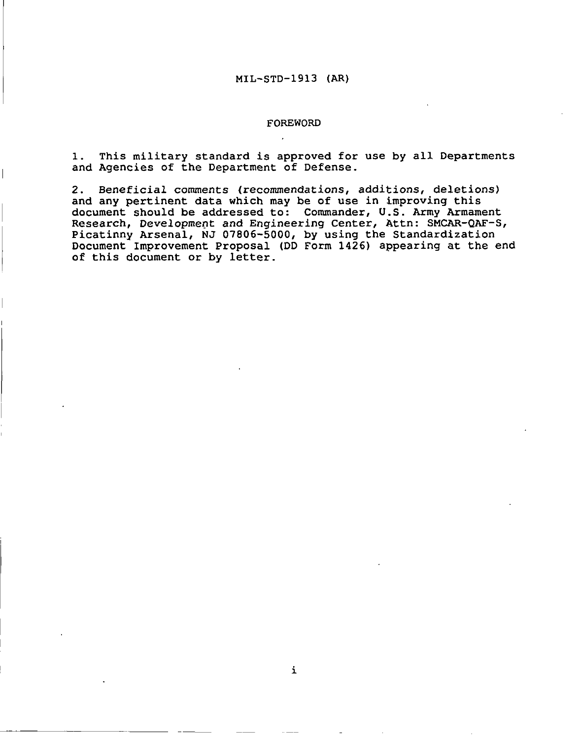# FOREWORD

1. This military standard is approved for use by all Departments and Agencies of the Department of Defense.

2. Beneficial comments (recommendations, additions, deletions) and any pertinent data which may be of use in improving this document should be addressed to: Commander, U.S. Army Armament Research, Development and Engineering Center, Attn: SMCAR-QAF-S, Picatinny Arsenal, NJ 07806-5000, by using the Standardization Document Improvement Proposal (DD Form 1426) appearing at the end of this document or by letter.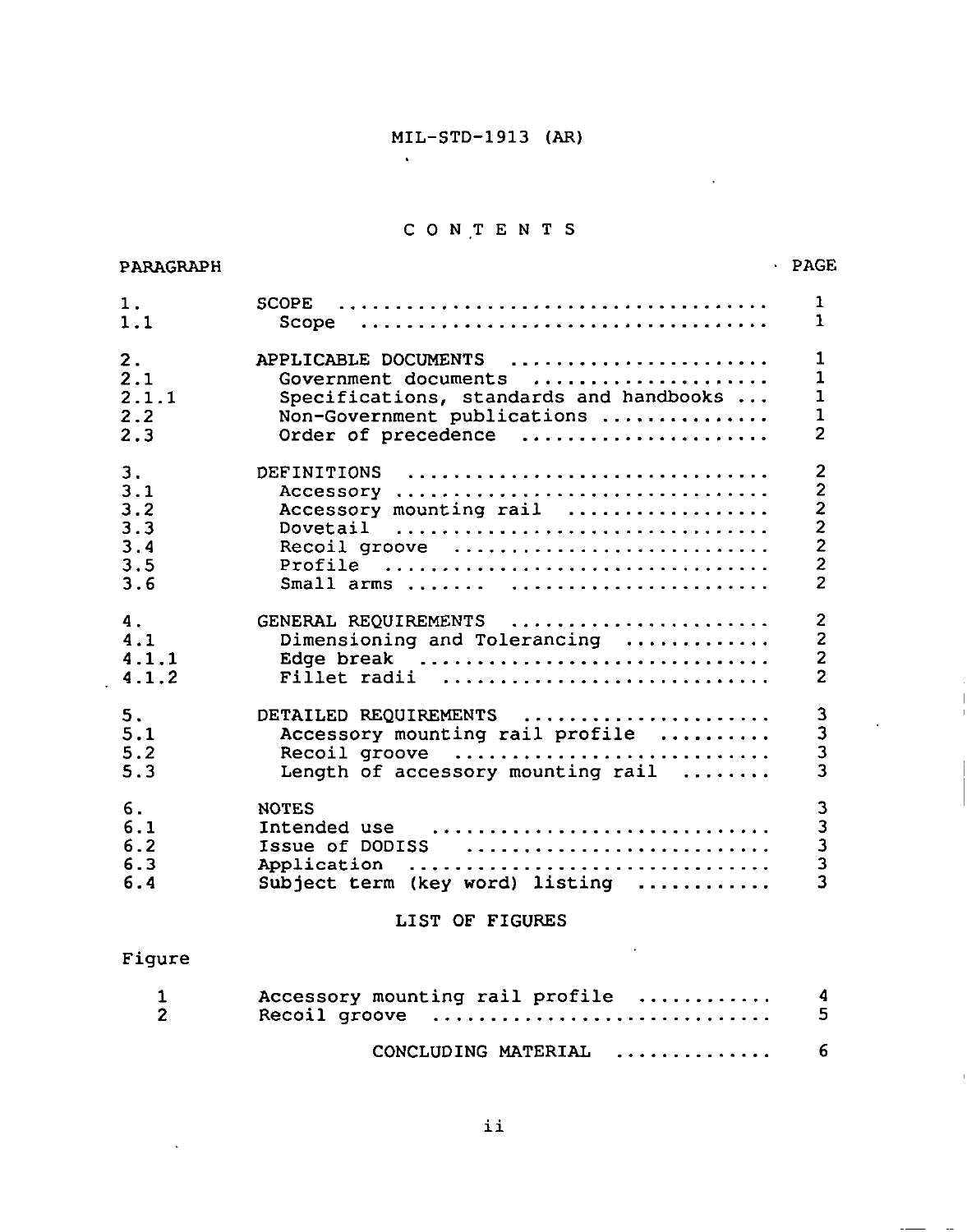MIL-STD-1913 (AR)

# CONTENTS

| PARAGRAPH | | PAGE |
|---|---|---|
| 1. | SCOPE | 1 |
| 1.1 | Scope | 1 |
| 2. | APPLICABLE DOCUMENTS | 1 |
| 2.1 | Government documents | 1 |
| 2.1.1 | Specifications, standards and handbooks | 1 |
| 2.2 | Non-Government publications | 1 |
| 2.3 | Order of precedence | 2 |
| 3. | DEFINITIONS | 2 |
| 3.1 | Accessory | 2 |
| 3.2 | Accessory mounting rail | 2 |
| 3.3 | Dovetail | 2 |
| 3.4 | Recoil groove | 2 |
| 3.5 | Profile | 2 |
| 3.6 | Small arms | 2 |
| 4. | GENERAL REQUIREMENTS | 2 |
| 4.1 | Dimensioning and Tolerancing | 2 |
| 4.1.1 | Edge break | 2 |
| 4.1.2 | Fillet radii | 2 |
| 5. | DETAILED REQUIREMENTS | 3 |
| 5.1 | Accessory mounting rail profile | 3 |
| 5.2 | Recoil groove | 3 |
| 5.3 | Length of accessory mounting rail | 3 |
| 6. | NOTES | 3 |
| 6.1 | Intended use | 3 |
| 6.2 | Issue of DODISS | 3 |
| 6.3 | Application | 3 |
| 6.4 | Subject term (key word) listing | 3 |

## LIST OF FIGURES

| Figure | | |
|---|---|---|
| 1 | Accessory mounting rail profile | 4 |
| 2 | Recoil groove | 5 |
| | CONCLUDING MATERIAL | 6 |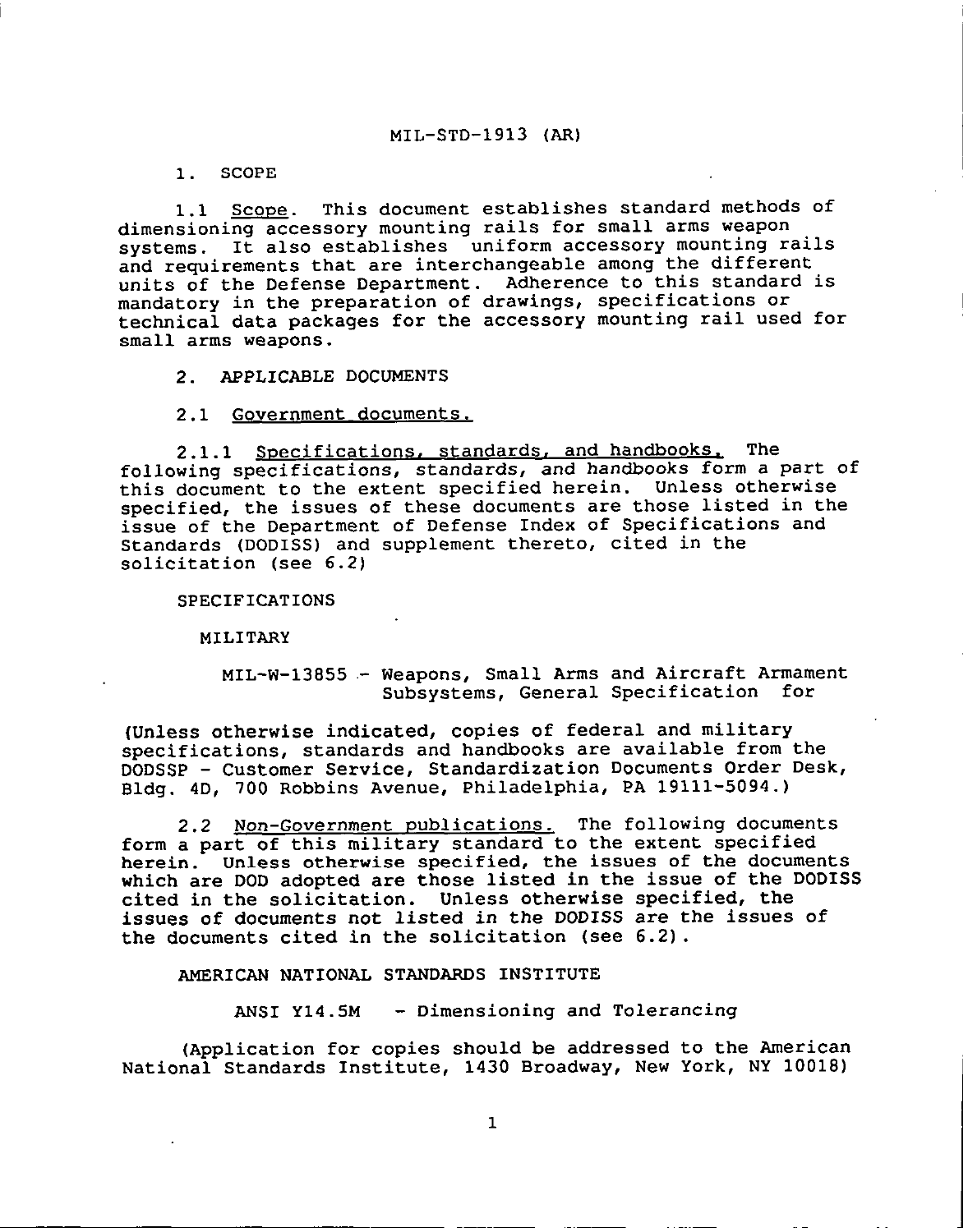MIL-STD-1913 (AR)

## 1. SCOPE

1.1 Scope. This document establishes standard methods of dimensioning accessory mounting rails for small arms weapon systems. It also establishes uniform accessory mounting rails and requirements that are interchangeable among the different units of the Defense Department. Adherence to this standard is mandatory in the preparation of drawings, specifications or technical data packages for the accessory mounting rail used for small arms weapons.

## 2. APPLICABLE DOCUMENTS

### 2.1 Government documents.

2.1.1 Specifications, standards, and handbooks. The following specifications, standards, and handbooks form a part of this document to the extent specified herein. Unless otherwise specified, the issues of these documents are those listed in the issue of the Department of Defense Index of Specifications and Standards (DODISS) and supplement thereto, cited in the solicitation (see 6.2)

SPECIFICATIONS

MILITARY

MIL-W-13855 - Weapons, Small Arms and Aircraft Armament Subsystems, General Specification for

(Unless otherwise indicated, copies of federal and military specifications, standards and handbooks are available from the DODSSP - Customer Service, Standardization Documents Order Desk, Bldg. 4D, 700 Robbins Avenue, Philadelphia, PA 19111-5094.)

2.2 Non-Government publications. The following documents form a part of this military standard to the extent specified herein. Unless otherwise specified, the issues of the documents which are DOD adopted are those listed in the issue of the DODISS cited in the solicitation. Unless otherwise specified, the issues of documents not listed in the DODISS are the issues of the documents cited in the solicitation (see 6.2).

AMERICAN NATIONAL STANDARDS INSTITUTE

ANSI Y14.5M - Dimensioning and Tolerancing

(Application for copies should be addressed to the American National Standards Institute, 1430 Broadway, New York, NY 10018)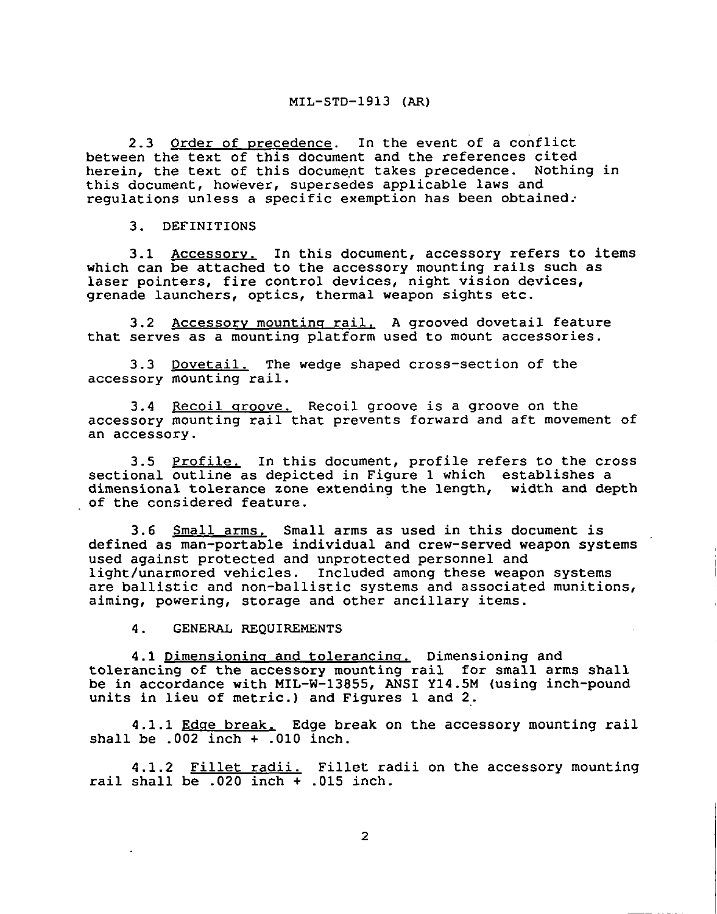2.3 Order of precedence. In the event of a conflict between the text of this document and the references cited herein, the text of this document takes precedence. Nothing in this document, however, supersedes applicable laws and regulations unless a specific exemption has been obtained.

## 3. DEFINITIONS

3.1 Accessory. In this document, accessory refers to items which can be attached to the accessory mounting rails such as laser pointers, fire control devices, night vision devices, grenade launchers, optics, thermal weapon sights etc.

3.2 Accessory mounting rail. A grooved dovetail feature that serves as a mounting platform used to mount accessories.

3.3 Dovetail. The wedge shaped cross-section of the accessory mounting rail.

3.4 Recoil groove. Recoil groove is a groove on the accessory mounting rail that prevents forward and aft movement of an accessory.

3.5 Profile. In this document, profile refers to the cross sectional outline as depicted in Figure 1 which establishes a dimensional tolerance zone extending the length, width and depth of the considered feature.

3.6 Small arms. Small arms as used in this document is defined as man-portable individual and crew-served weapon systems used against protected and unprotected personnel and light/unarmored vehicles. Included among these weapon systems are ballistic and non-ballistic systems and associated munitions, aiming, powering, storage and other ancillary items.

## 4. GENERAL REQUIREMENTS

4.1 Dimensioning and tolerancing. Dimensioning and tolerancing of the accessory mounting rail for small arms shall be in accordance with MIL-W-13855, ANSI Y14.5M (using inch-pound units in lieu of metric.) and Figures 1 and 2.

4.1.1 Edge break. Edge break on the accessory mounting rail shall be .002 inch + .010 inch.

4.1.2 Fillet radii. Fillet radii on the accessory mounting rail shall be .020 inch + .015 inch.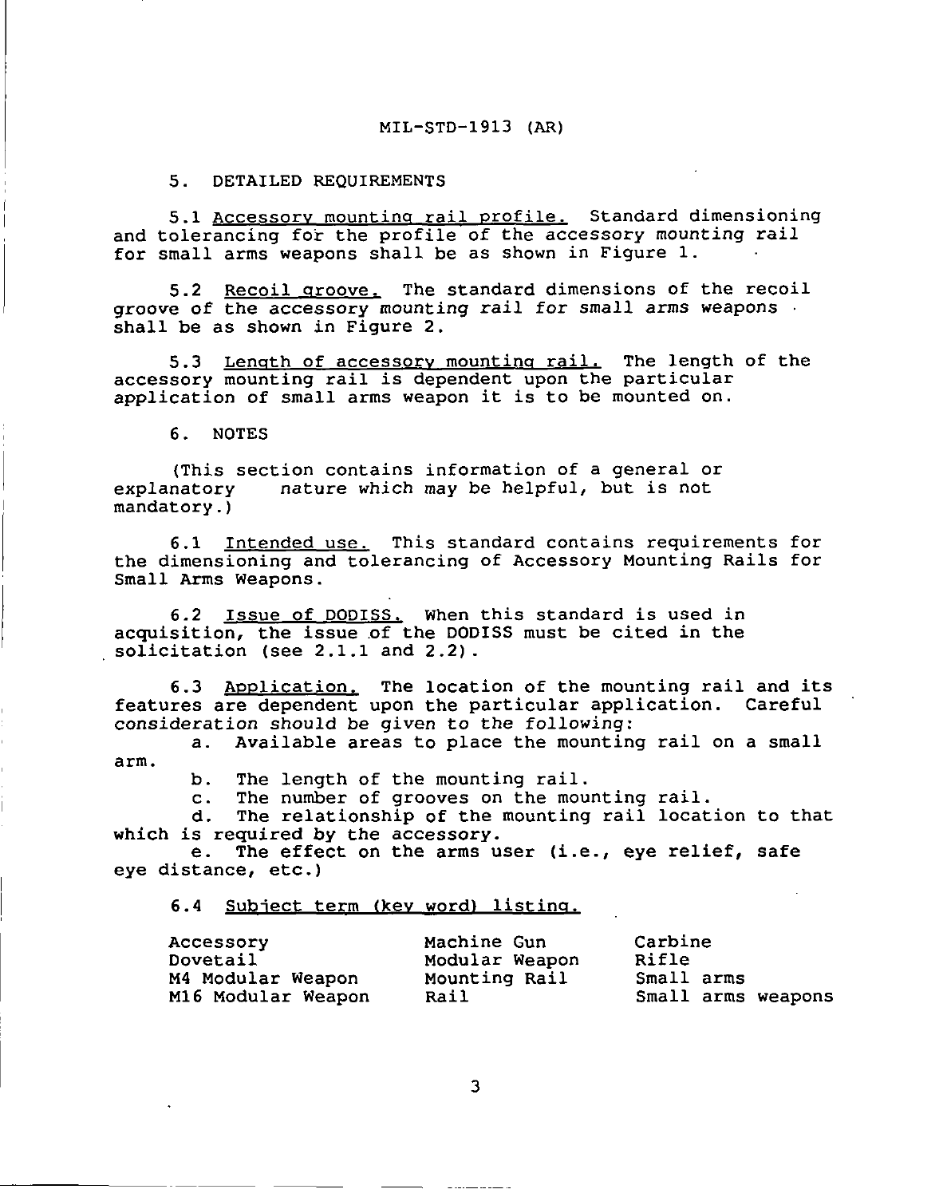## 5. DETAILED REQUIREMENTS

5.1 Accessory mounting rail profile. Standard dimensioning and tolerancing for the profile of the accessory mounting rail for small arms weapons shall be as shown in Figure 1.

5.2 Recoil groove. The standard dimensions of the recoil groove of the accessory mounting rail for small arms weapons shall be as shown in Figure 2.

5.3 Length of accessory mounting rail. The length of the accessory mounting rail is dependent upon the particular application of small arms weapon it is to be mounted on.

## 6. NOTES

(This section contains information of a general or explanatory nature which may be helpful, but is not mandatory.)

6.1 Intended use. This standard contains requirements for the dimensioning and tolerancing of Accessory Mounting Rails for Small Arms Weapons.

6.2 Issue of DODISS. When this standard is used in acquisition, the issue of the DODISS must be cited in the solicitation (see 2.1.1 and 2.2).

6.3 Application. The location of the mounting rail and its features are dependent upon the particular application. Careful consideration should be given to the following:

a. Available areas to place the mounting rail on a small arm.

b. The length of the mounting rail.

c. The number of grooves on the mounting rail.

d. The relationship of the mounting rail location to that which is required by the accessory.

e. The effect on the arms user (i.e., eye relief, safe eye distance, etc.)

6.4 Subject term (key word) listing.

| | | |
|---|---|---|
| Accessory | Machine Gun | Carbine |
| Dovetail | Modular Weapon | Rifle |
| M4 Modular Weapon | Mounting Rail | Small arms |
| M16 Modular Weapon | Rail | Small arms weapons |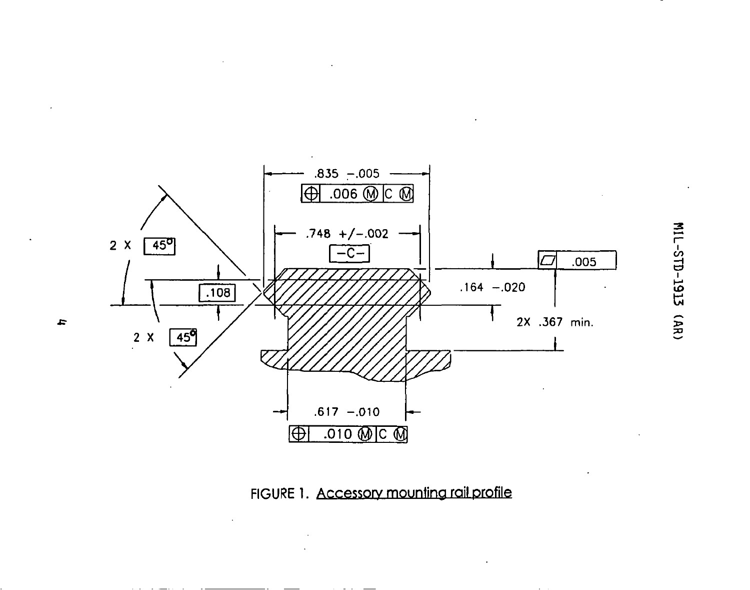FIGURE 1. Accessory mounting rail profile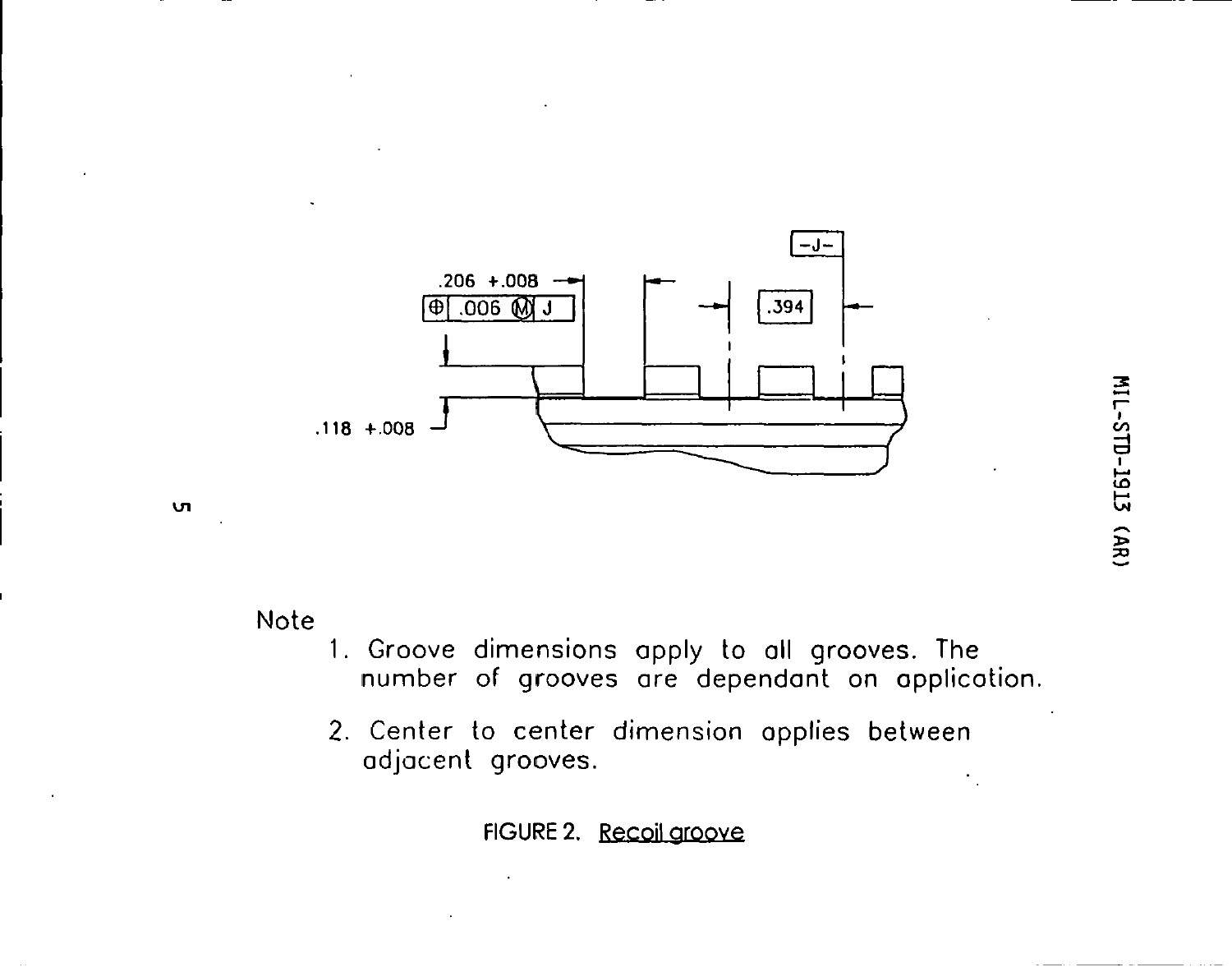.206 +.008

⊕ .006 Ⓜ J

-J-

.394

.118 +.008

Note

1. Groove dimensions apply to all grooves. The number of grooves are dependant on application.

2. Center to center dimension applies between adjacent grooves.

FIGURE 2. Recoil groove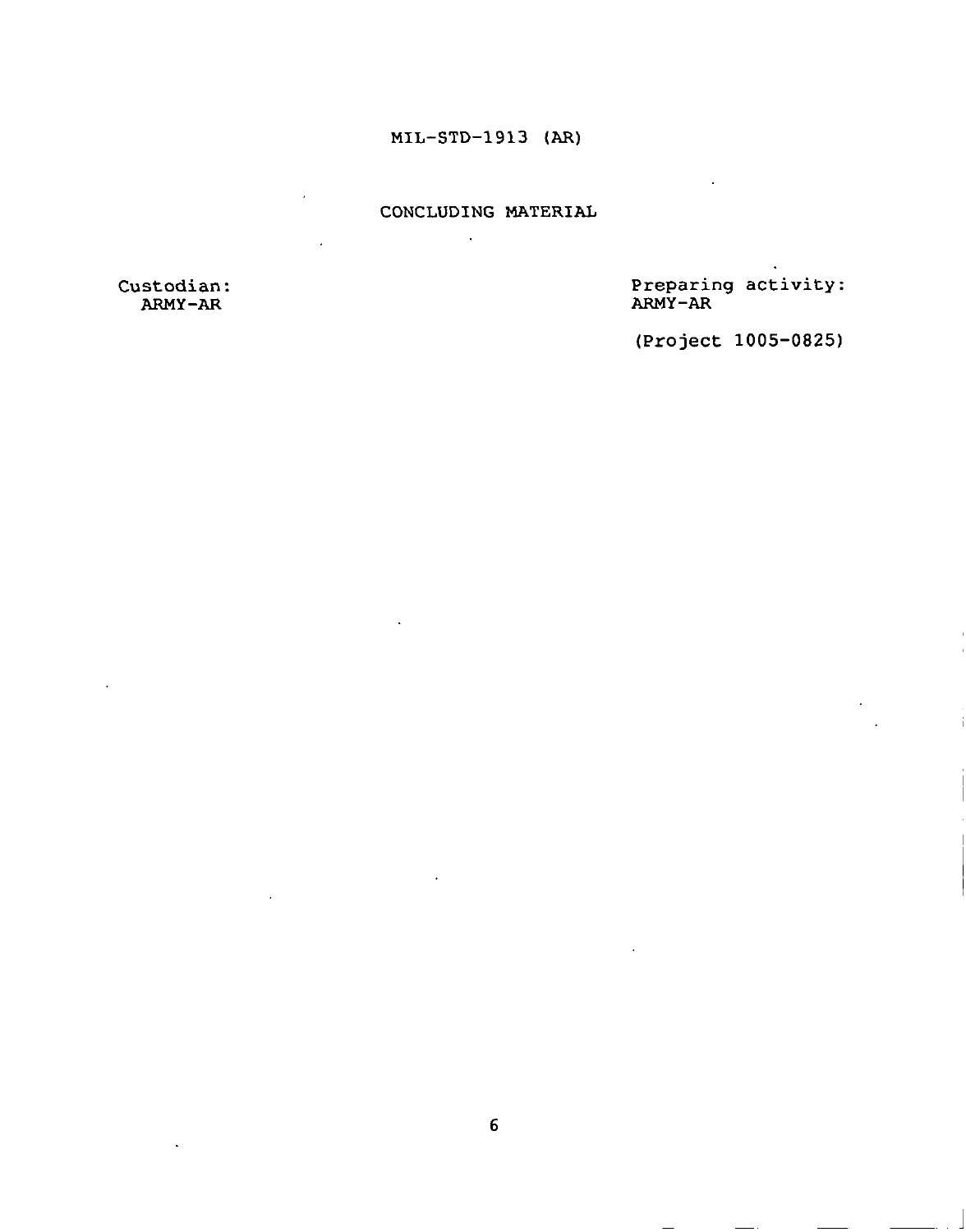## CONCLUDING MATERIAL

Custodian:
ARMY-AR

Preparing activity:
ARMY-AR

(Project 1005-0825)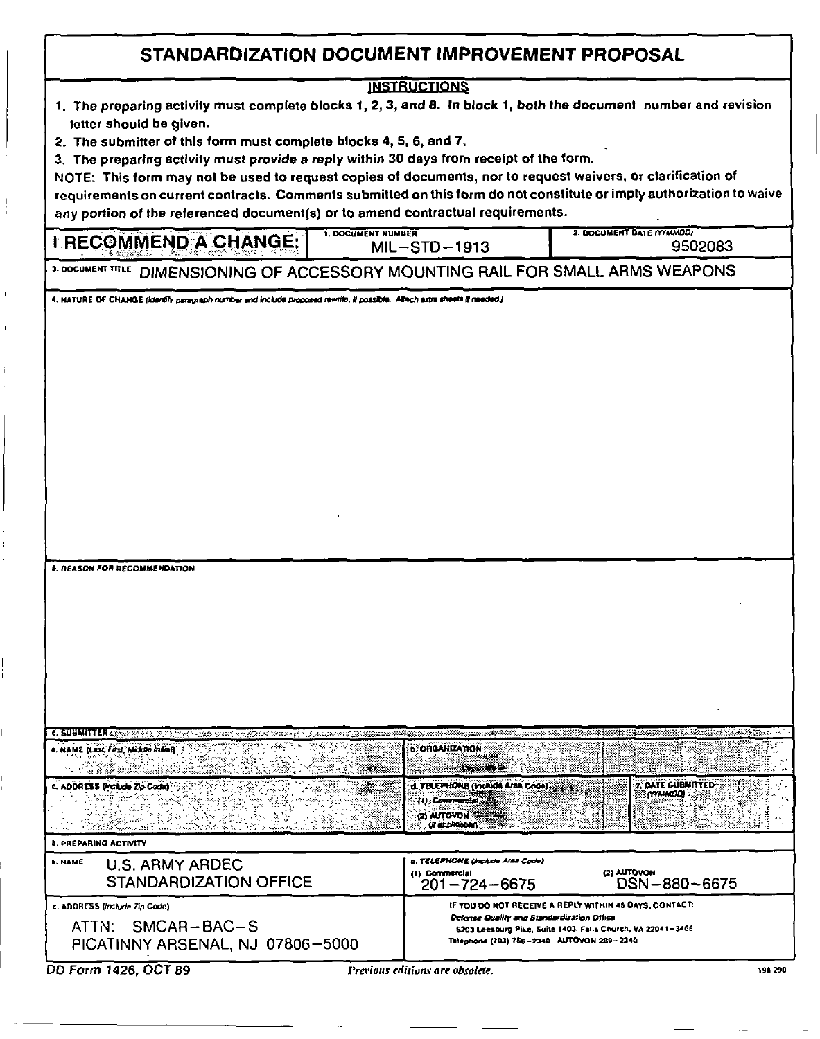# STANDARDIZATION DOCUMENT IMPROVEMENT PROPOSAL

**INSTRUCTIONS**

1. The preparing activity must complete blocks 1, 2, 3, and 8. In block 1, both the document number and revision letter should be given.
2. The submitter of this form must complete blocks 4, 5, 6, and 7.
3. The preparing activity must provide a reply within 30 days from receipt of the form.

NOTE: This form may not be used to request copies of documents, nor to request waivers, or clarification of requirements on current contracts. Comments submitted on this form do not constitute or imply authorization to waive any portion of the referenced document(s) or to amend contractual requirements.

| I RECOMMEND A CHANGE: | 1. DOCUMENT NUMBER | 2. DOCUMENT DATE (YYMMDD) |
|---|---|---|
| | MIL-STD-1913 | 9502083 |

3. DOCUMENT TITLE DIMENSIONING OF ACCESSORY MOUNTING RAIL FOR SMALL ARMS WEAPONS

4. NATURE OF CHANGE (Identify paragraph number and include proposed rewrite, if possible. Attach extra sheets if needed.)

5. REASON FOR RECOMMENDATION

6. SUBMITTER

| a. NAME (Last, First, Middle Initial) | b. ORGANIZATION | |
|---|---|---|
| c. ADDRESS (Include Zip Code) | d. TELEPHONE (Include Area Code) (1) Commercial (2) AUTOVON (if applicable) | 7. DATE SUBMITTED (YYMMDD) |

8. PREPARING ACTIVITY

| a. NAME | b. TELEPHONE (Include Area Code) | |
|---|---|---|
| U.S. ARMY ARDEC STANDARDIZATION OFFICE | (1) Commercial 201-724-6675 | (2) AUTOVON DSN-880-6675 |

| c. ADDRESS (Include Zip Code) | IF YOU DO NOT RECEIVE A REPLY WITHIN 45 DAYS, CONTACT: |
|---|---|
| ATTN: SMCAR-BAC-S PICATINNY ARSENAL, NJ 07806-5000 | Defense Quality and Standardization Office 5203 Leesburg Pike, Suite 1403, Falls Church, VA 22041-3466 Telephone (703) 756-2340 AUTOVON 289-2340 |

DD Form 1426, OCT 89 *Previous editions are obsolete.* 198 290